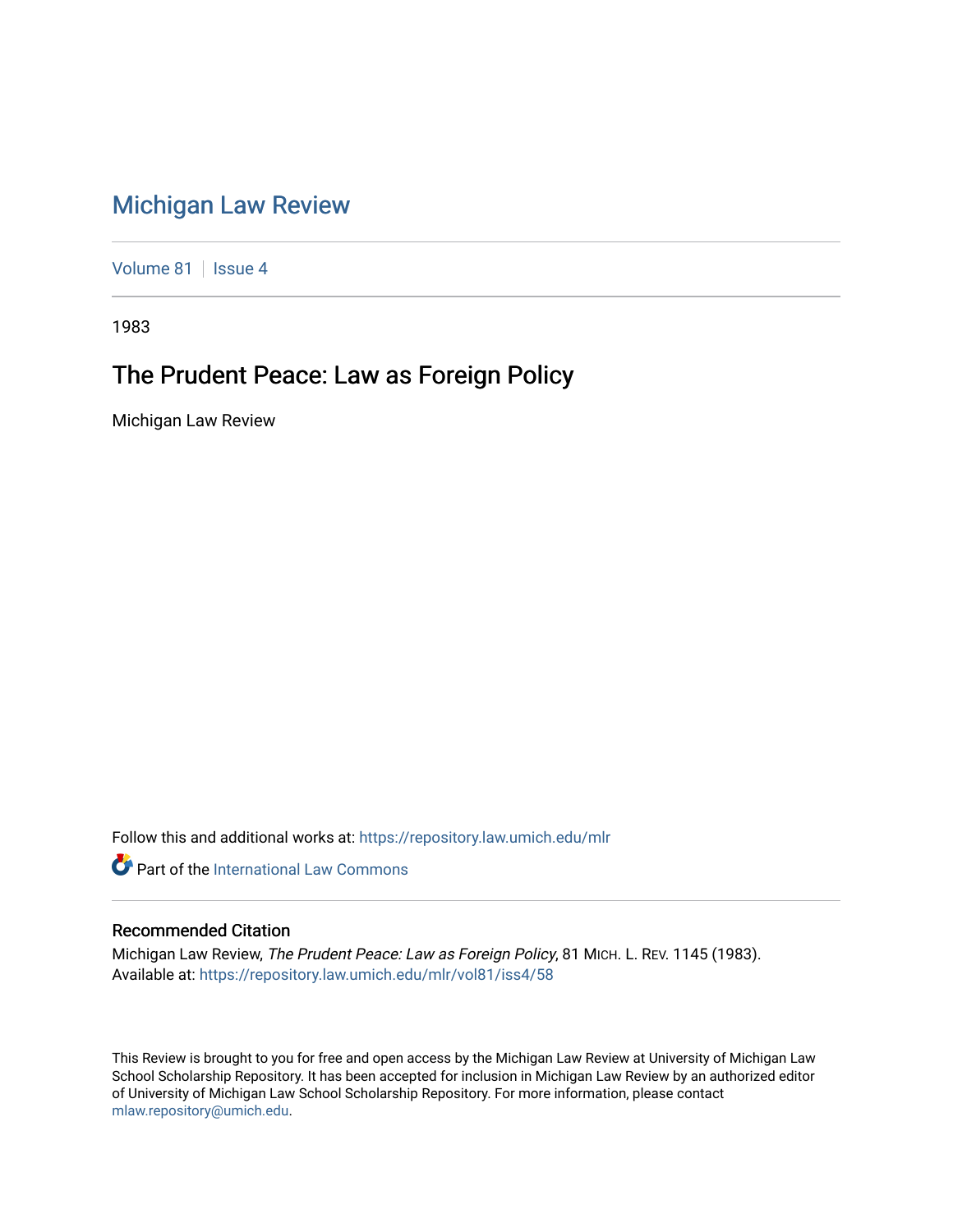# Michigan Law Review

Volume 81 | Issue 4

1983

## The Prudent Peace: Law as Foreign Policy

Michigan Law Review

Follow this and additional works at: https://repository.law.umich.edu/mlr

Part of the International Law Commons

### Recommended Citation

Michigan Law Review, *The Prudent Peace: Law as Foreign Policy*, 81 MICH. L. REV. 1145 (1983).
Available at: https://repository.law.umich.edu/mlr/vol81/iss4/58

This Review is brought to you for free and open access by the Michigan Law Review at University of Michigan Law School Scholarship Repository. It has been accepted for inclusion in Michigan Law Review by an authorized editor of University of Michigan Law School Scholarship Repository. For more information, please contact mlaw.repository@umich.edu.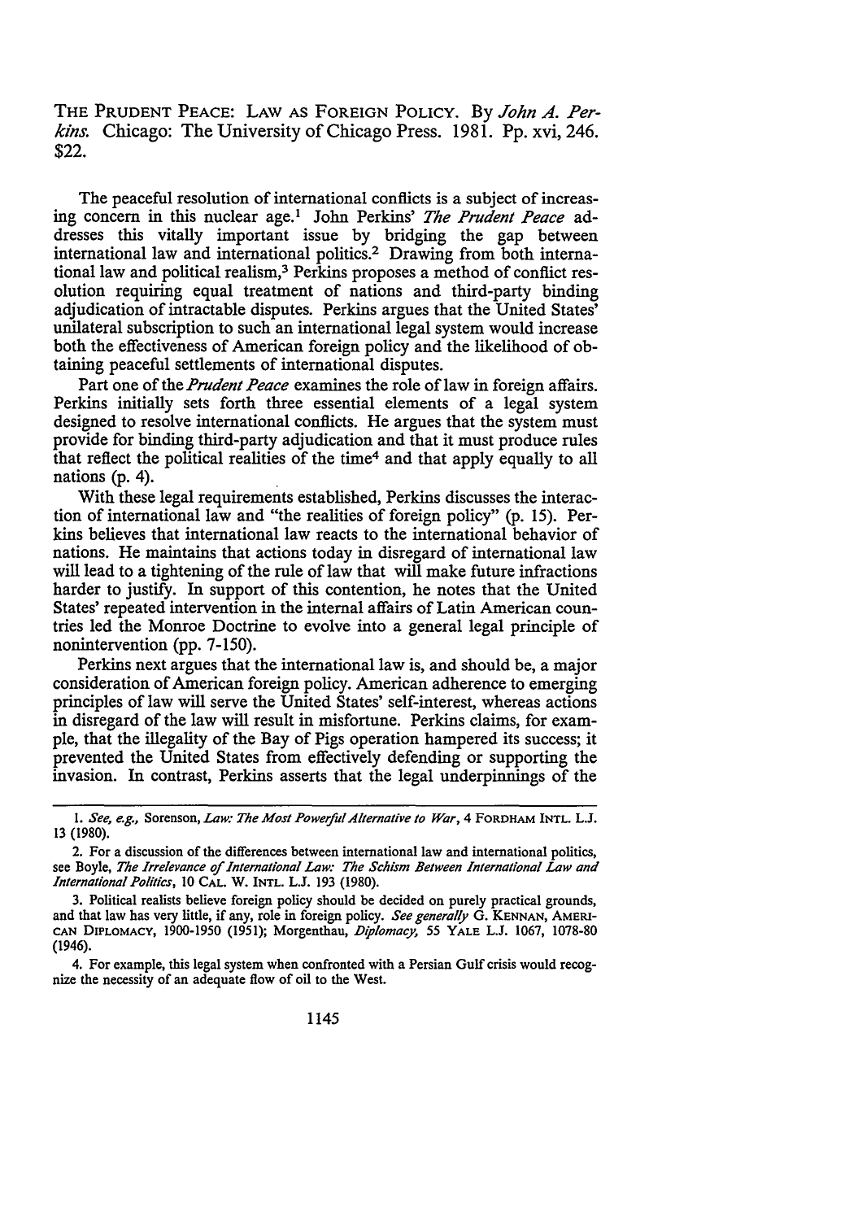THE PRUDENT PEACE: LAW AS FOREIGN POLICY. By *John A. Perkins.* Chicago: The University of Chicago Press. 1981. Pp. xvi, 246. $22.

The peaceful resolution of international conflicts is a subject of increasing concern in this nuclear age.[1] John Perkins' *The Prudent Peace* addresses this vitally important issue by bridging the gap between international law and international politics.[2] Drawing from both international law and political realism,[3] Perkins proposes a method of conflict resolution requiring equal treatment of nations and third-party binding adjudication of intractable disputes. Perkins argues that the United States' unilateral subscription to such an international legal system would increase both the effectiveness of American foreign policy and the likelihood of obtaining peaceful settlements of international disputes.

Part one of the *Prudent Peace* examines the role of law in foreign affairs. Perkins initially sets forth three essential elements of a legal system designed to resolve international conflicts. He argues that the system must provide for binding third-party adjudication and that it must produce rules that reflect the political realities of the time[4] and that apply equally to all nations (p. 4).

With these legal requirements established, Perkins discusses the interaction of international law and "the realities of foreign policy" (p. 15). Perkins believes that international law reacts to the international behavior of nations. He maintains that actions today in disregard of international law will lead to a tightening of the rule of law that will make future infractions harder to justify. In support of this contention, he notes that the United States' repeated intervention in the internal affairs of Latin American countries led the Monroe Doctrine to evolve into a general legal principle of nonintervention (pp. 7-150).

Perkins next argues that the international law is, and should be, a major consideration of American foreign policy. American adherence to emerging principles of law will serve the United States' self-interest, whereas actions in disregard of the law will result in misfortune. Perkins claims, for example, that the illegality of the Bay of Pigs operation hampered its success; it prevented the United States from effectively defending or supporting the invasion. In contrast, Perkins asserts that the legal underpinnings of the

1. *See, e.g.,* Sorenson, *Law: The Most Powerful Alternative to War*, 4 FORDHAM INTL. L.J. 13 (1980).

2. For a discussion of the differences between international law and international politics, see Boyle, *The Irrelevance of International Law: The Schism Between International Law and International Politics*, 10 CAL. W. INTL. L.J. 193 (1980).

3. Political realists believe foreign policy should be decided on purely practical grounds, and that law has very little, if any, role in foreign policy. *See generally* G. KENNAN, AMERICAN DIPLOMACY, 1900-1950 (1951); Morgenthau, *Diplomacy*, 55 YALE L.J. 1067, 1078-80 (1946).

4. For example, this legal system when confronted with a Persian Gulf crisis would recognize the necessity of an adequate flow of oil to the West.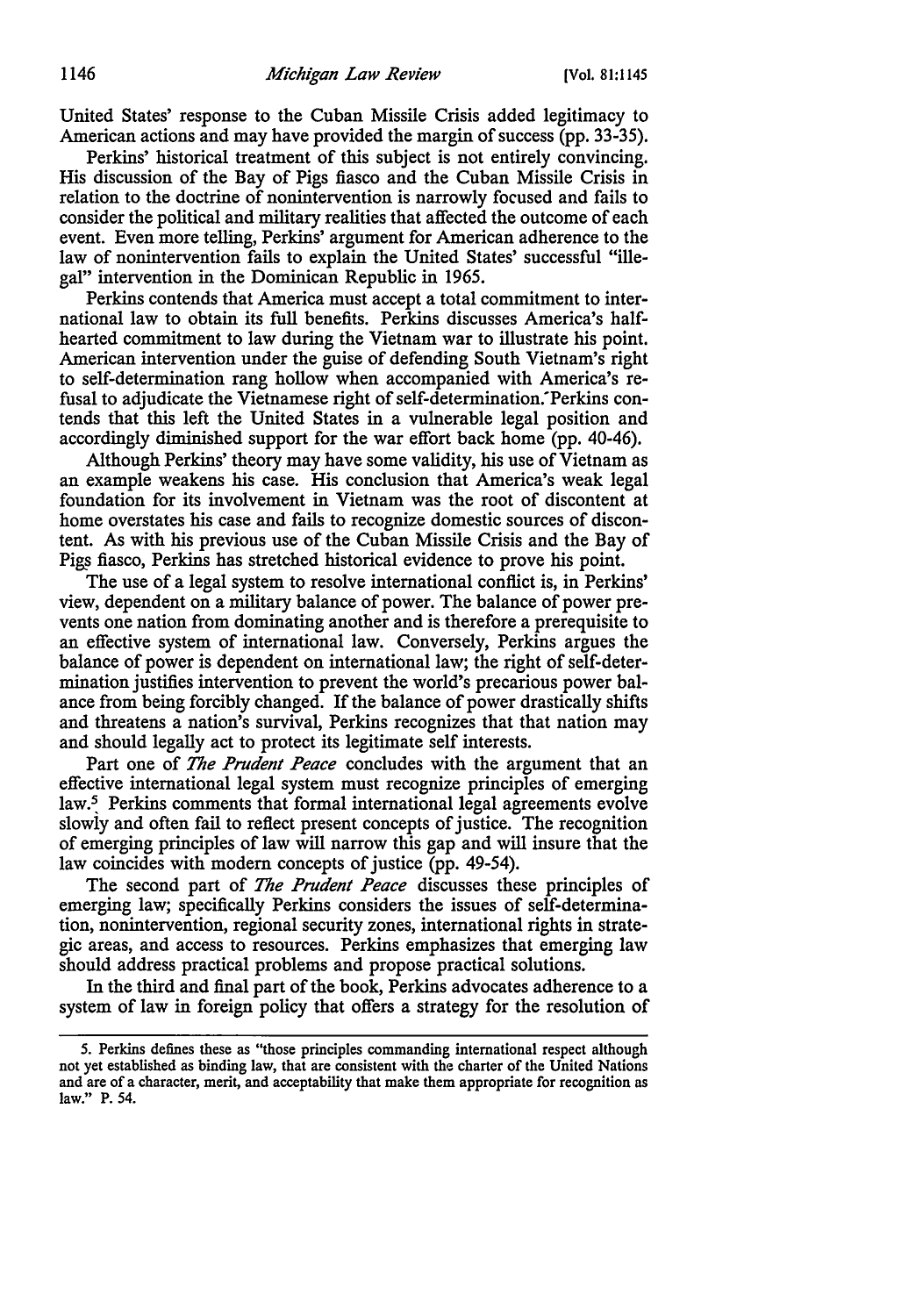United States' response to the Cuban Missile Crisis added legitimacy to American actions and may have provided the margin of success (pp. 33-35).

Perkins' historical treatment of this subject is not entirely convincing. His discussion of the Bay of Pigs fiasco and the Cuban Missile Crisis in relation to the doctrine of nonintervention is narrowly focused and fails to consider the political and military realities that affected the outcome of each event. Even more telling, Perkins' argument for American adherence to the law of nonintervention fails to explain the United States' successful "illegal" intervention in the Dominican Republic in 1965.

Perkins contends that America must accept a total commitment to international law to obtain its full benefits. Perkins discusses America's half-hearted commitment to law during the Vietnam war to illustrate his point. American intervention under the guise of defending South Vietnam's right to self-determination rang hollow when accompanied with America's refusal to adjudicate the Vietnamese right of self-determination. Perkins contends that this left the United States in a vulnerable legal position and accordingly diminished support for the war effort back home (pp. 40-46).

Although Perkins' theory may have some validity, his use of Vietnam as an example weakens his case. His conclusion that America's weak legal foundation for its involvement in Vietnam was the root of discontent at home overstates his case and fails to recognize domestic sources of discontent. As with his previous use of the Cuban Missile Crisis and the Bay of Pigs fiasco, Perkins has stretched historical evidence to prove his point.

The use of a legal system to resolve international conflict is, in Perkins' view, dependent on a military balance of power. The balance of power prevents one nation from dominating another and is therefore a prerequisite to an effective system of international law. Conversely, Perkins argues the balance of power is dependent on international law; the right of self-determination justifies intervention to prevent the world's precarious power balance from being forcibly changed. If the balance of power drastically shifts and threatens a nation's survival, Perkins recognizes that that nation may and should legally act to protect its legitimate self interests.

Part one of *The Prudent Peace* concludes with the argument that an effective international legal system must recognize principles of emerging law.[5] Perkins comments that formal international legal agreements evolve slowly and often fail to reflect present concepts of justice. The recognition of emerging principles of law will narrow this gap and will insure that the law coincides with modern concepts of justice (pp. 49-54).

The second part of *The Prudent Peace* discusses these principles of emerging law; specifically Perkins considers the issues of self-determination, nonintervention, regional security zones, international rights in strategic areas, and access to resources. Perkins emphasizes that emerging law should address practical problems and propose practical solutions.

In the third and final part of the book, Perkins advocates adherence to a system of law in foreign policy that offers a strategy for the resolution of

5. Perkins defines these as "those principles commanding international respect although not yet established as binding law, that are consistent with the charter of the United Nations and are of a character, merit, and acceptability that make them appropriate for recognition as law." P. 54.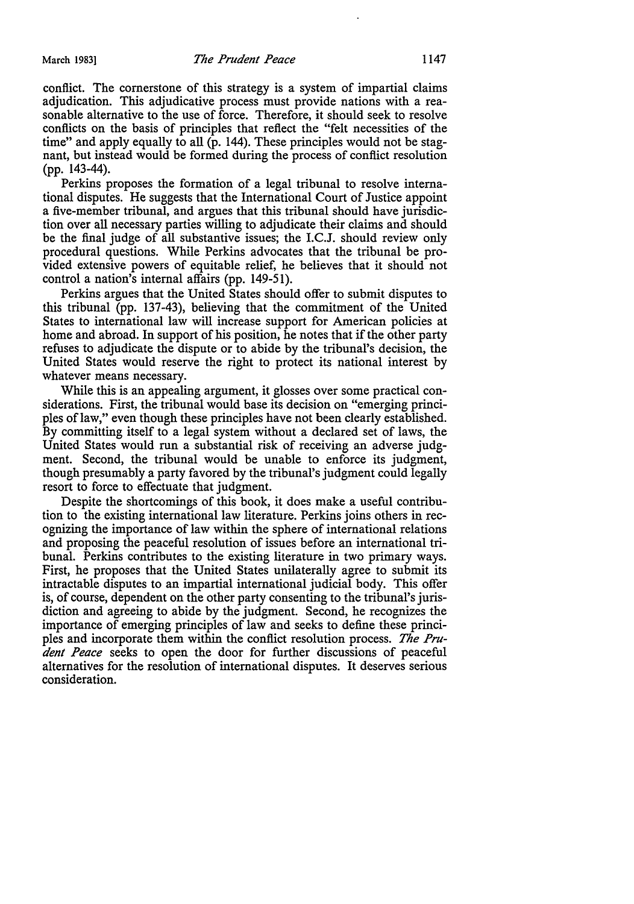conflict. The cornerstone of this strategy is a system of impartial claims adjudication. This adjudicative process must provide nations with a reasonable alternative to the use of force. Therefore, it should seek to resolve conflicts on the basis of principles that reflect the "felt necessities of the time" and apply equally to all (p. 144). These principles would not be stagnant, but instead would be formed during the process of conflict resolution (pp. 143-44).

Perkins proposes the formation of a legal tribunal to resolve international disputes. He suggests that the International Court of Justice appoint a five-member tribunal, and argues that this tribunal should have jurisdiction over all necessary parties willing to adjudicate their claims and should be the final judge of all substantive issues; the I.C.J. should review only procedural questions. While Perkins advocates that the tribunal be provided extensive powers of equitable relief, he believes that it should not control a nation's internal affairs (pp. 149-51).

Perkins argues that the United States should offer to submit disputes to this tribunal (pp. 137-43), believing that the commitment of the United States to international law will increase support for American policies at home and abroad. In support of his position, he notes that if the other party refuses to adjudicate the dispute or to abide by the tribunal's decision, the United States would reserve the right to protect its national interest by whatever means necessary.

While this is an appealing argument, it glosses over some practical considerations. First, the tribunal would base its decision on "emerging principles of law," even though these principles have not been clearly established. By committing itself to a legal system without a declared set of laws, the United States would run a substantial risk of receiving an adverse judgment. Second, the tribunal would be unable to enforce its judgment, though presumably a party favored by the tribunal's judgment could legally resort to force to effectuate that judgment.

Despite the shortcomings of this book, it does make a useful contribution to the existing international law literature. Perkins joins others in recognizing the importance of law within the sphere of international relations and proposing the peaceful resolution of issues before an international tribunal. Perkins contributes to the existing literature in two primary ways. First, he proposes that the United States unilaterally agree to submit its intractable disputes to an impartial international judicial body. This offer is, of course, dependent on the other party consenting to the tribunal's jurisdiction and agreeing to abide by the judgment. Second, he recognizes the importance of emerging principles of law and seeks to define these principles and incorporate them within the conflict resolution process. *The Prudent Peace* seeks to open the door for further discussions of peaceful alternatives for the resolution of international disputes. It deserves serious consideration.